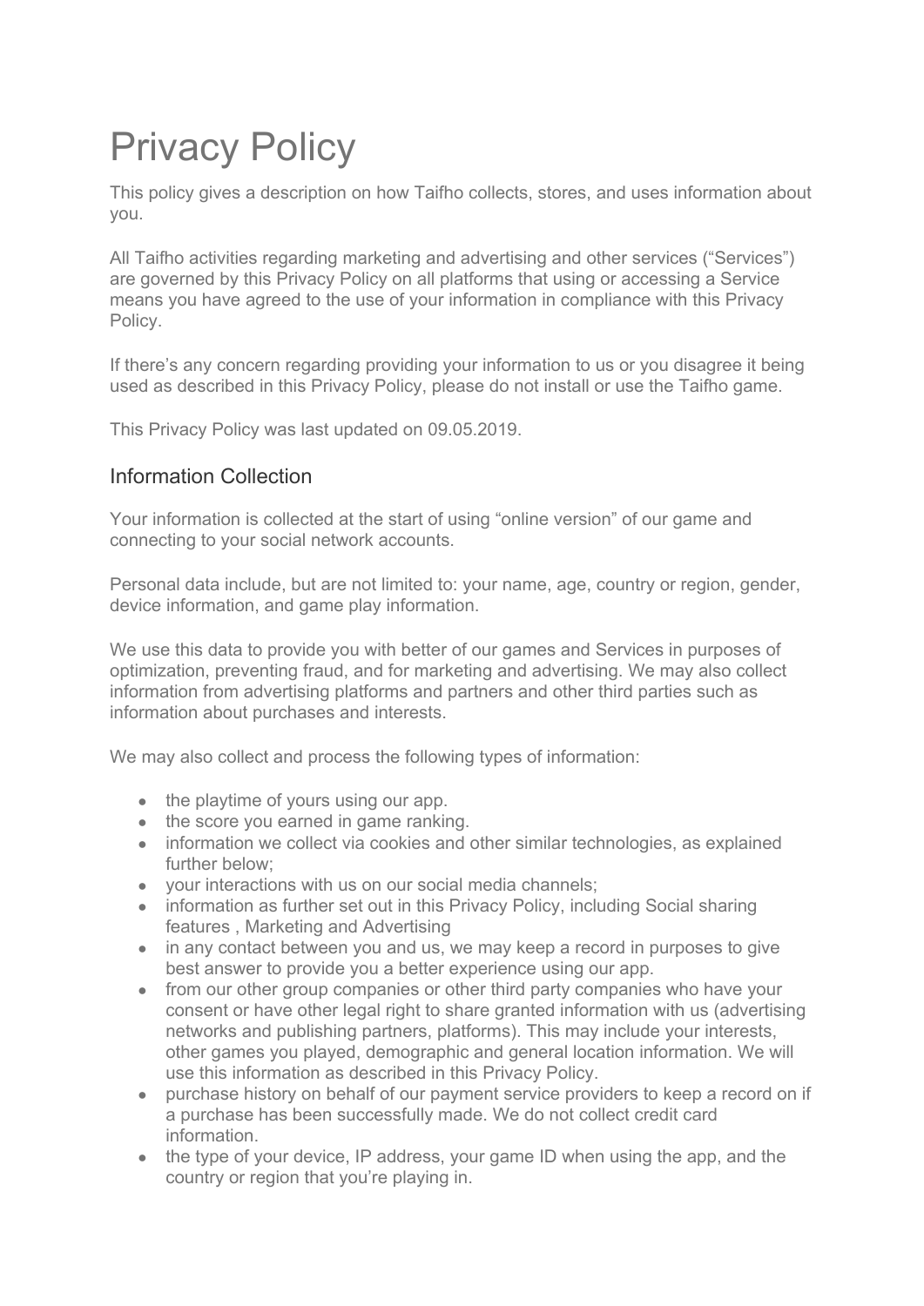# Privacy Policy

This policy gives a description on how Taifho collects, stores, and uses information about you.

All Taifho activities regarding marketing and advertising and other services ("Services") are governed by this Privacy Policy on all platforms that using or accessing a Service means you have agreed to the use of your information in compliance with this Privacy Policy.

If there's any concern regarding providing your information to us or you disagree it being used as described in this Privacy Policy, please do not install or use the Taifho game.

This Privacy Policy was last updated on 09.05.2019.

## Information Collection

Your information is collected at the start of using "online version" of our game and connecting to your social network accounts.

Personal data include, but are not limited to: your name, age, country or region, gender, device information, and game play information.

We use this data to provide you with better of our games and Services in purposes of optimization, preventing fraud, and for marketing and advertising. We may also collect information from advertising platforms and partners and other third parties such as information about purchases and interests.

We may also collect and process the following types of information:

- the playtime of yours using our app.
- the score you earned in game ranking.
- information we collect via cookies and other similar technologies, as explained further below;
- your interactions with us on our social media channels;
- information as further set out in this Privacy Policy, including Social sharing features , Marketing and Advertising
- in any contact between you and us, we may keep a record in purposes to give best answer to provide you a better experience using our app.
- from our other group companies or other third party companies who have your consent or have other legal right to share granted information with us (advertising networks and publishing partners, platforms). This may include your interests, other games you played, demographic and general location information. We will use this information as described in this Privacy Policy.
- purchase history on behalf of our payment service providers to keep a record on if a purchase has been successfully made. We do not collect credit card information.
- the type of your device, IP address, your game ID when using the app, and the country or region that you're playing in.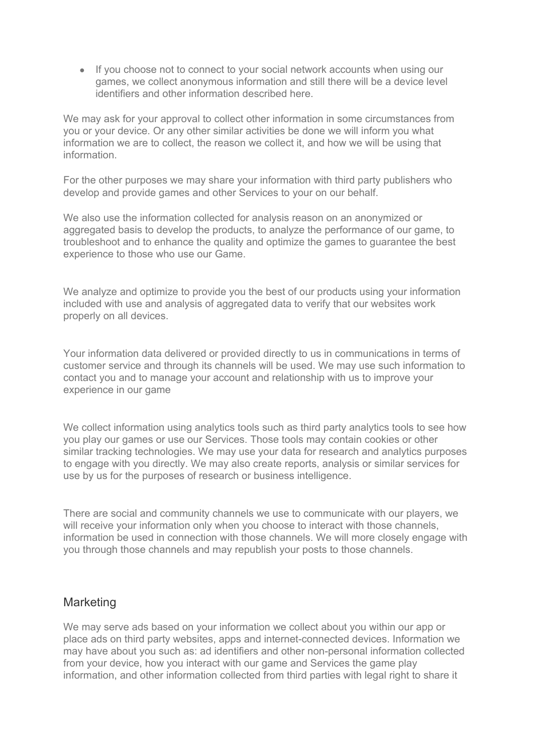- If you choose not to connect to your social network accounts when using our games, we collect anonymous information and still there will be a device level identifiers and other information described here.

We may ask for your approval to collect other information in some circumstances from you or your device. Or any other similar activities be done we will inform you what information we are to collect, the reason we collect it, and how we will be using that information.

For the other purposes we may share your information with third party publishers who develop and provide games and other Services to your on our behalf.

We also use the information collected for analysis reason on an anonymized or aggregated basis to develop the products, to analyze the performance of our game, to troubleshoot and to enhance the quality and optimize the games to guarantee the best experience to those who use our Game.

We analyze and optimize to provide you the best of our products using your information included with use and analysis of aggregated data to verify that our websites work properly on all devices.

Your information data delivered or provided directly to us in communications in terms of customer service and through its channels will be used. We may use such information to contact you and to manage your account and relationship with us to improve your experience in our game

We collect information using analytics tools such as third party analytics tools to see how you play our games or use our Services. Those tools may contain cookies or other similar tracking technologies. We may use your data for research and analytics purposes to engage with you directly. We may also create reports, analysis or similar services for use by us for the purposes of research or business intelligence.

There are social and community channels we use to communicate with our players, we will receive your information only when you choose to interact with those channels, information be used in connection with those channels. We will more closely engage with you through those channels and may republish your posts to those channels.

## Marketing

We may serve ads based on your information we collect about you within our app or place ads on third party websites, apps and internet-connected devices. Information we may have about you such as: ad identifiers and other non-personal information collected from your device, how you interact with our game and Services the game play information, and other information collected from third parties with legal right to share it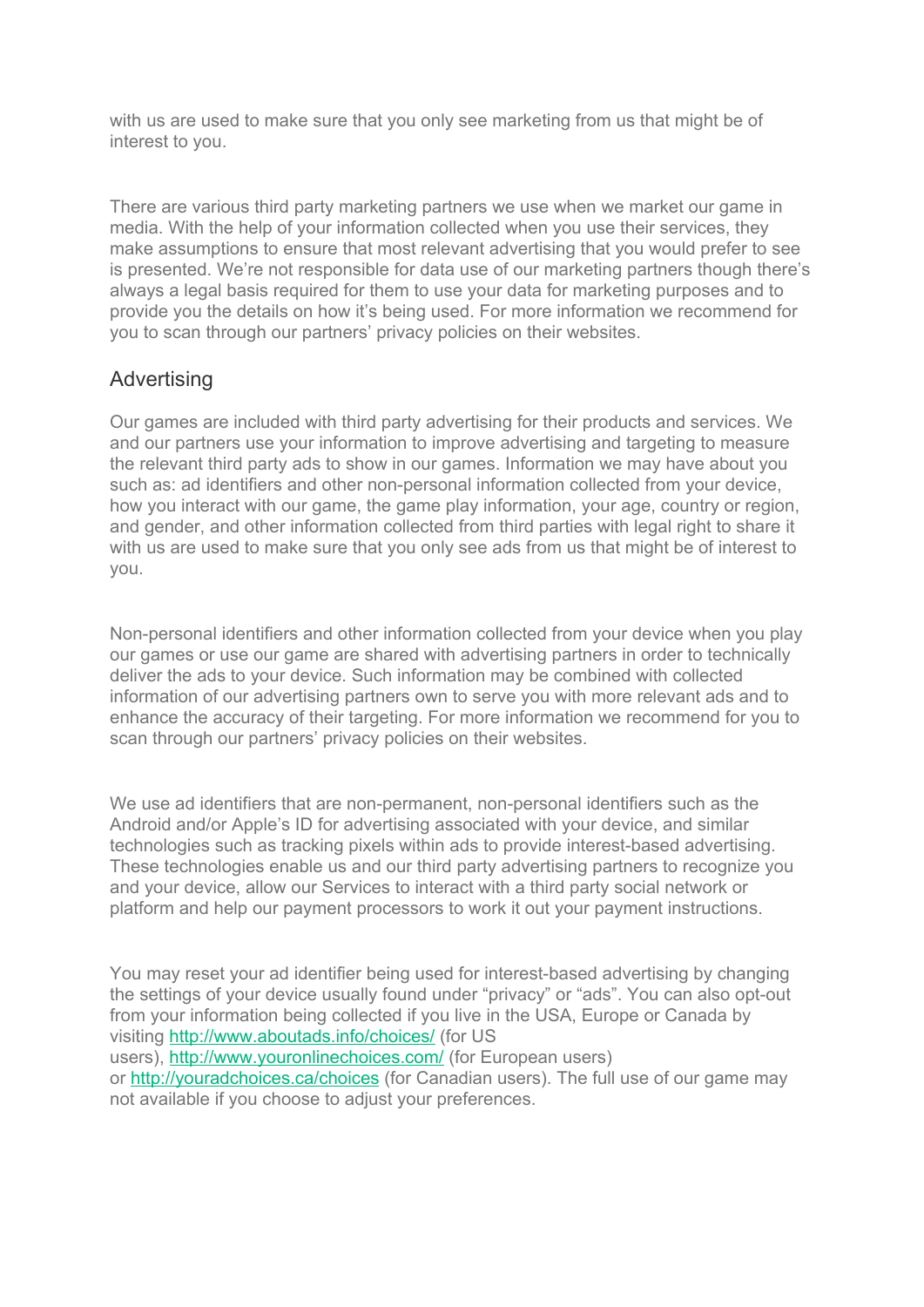with us are used to make sure that you only see marketing from us that might be of interest to you.

There are various third party marketing partners we use when we market our game in media. With the help of your information collected when you use their services, they make assumptions to ensure that most relevant advertising that you would prefer to see is presented. We're not responsible for data use of our marketing partners though there's always a legal basis required for them to use your data for marketing purposes and to provide you the details on how it's being used. For more information we recommend for you to scan through our partners' privacy policies on their websites.

## Advertising

Our games are included with third party advertising for their products and services. We and our partners use your information to improve advertising and targeting to measure the relevant third party ads to show in our games. Information we may have about you such as: ad identifiers and other non-personal information collected from your device, how you interact with our game, the game play information, your age, country or region, and gender, and other information collected from third parties with legal right to share it with us are used to make sure that you only see ads from us that might be of interest to you.

Non-personal identifiers and other information collected from your device when you play our games or use our game are shared with advertising partners in order to technically deliver the ads to your device. Such information may be combined with collected information of our advertising partners own to serve you with more relevant ads and to enhance the accuracy of their targeting. For more information we recommend for you to scan through our partners' privacy policies on their websites.

We use ad identifiers that are non-permanent, non-personal identifiers such as the Android and/or Apple's ID for advertising associated with your device, and similar technologies such as tracking pixels within ads to provide interest-based advertising. These technologies enable us and our third party advertising partners to recognize you and your device, allow our Services to interact with a third party social network or platform and help our payment processors to work it out your payment instructions.

You may reset your ad identifier being used for interest-based advertising by changing the settings of your device usually found under "privacy" or "ads". You can also opt-out from your information being collected if you live in the USA, Europe or Canada by visiting [http://www.aboutads.info/choices/](http://www.aboutads.info/choices/) (for US users), [http://www.youronlinechoices.com/](http://www.youronlinechoices.com/) (for European users) or [http://youradchoices.ca/choices](http://youradchoices.ca/choices) (for Canadian users). The full use of our game may not available if you choose to adjust your preferences.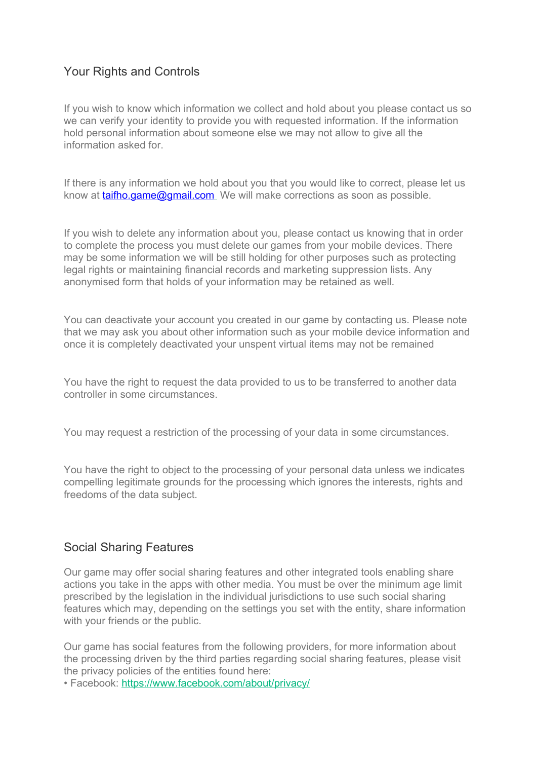## Your Rights and Controls

If you wish to know which information we collect and hold about you please contact us so we can verify your identity to provide you with requested information. If the information hold personal information about someone else we may not allow to give all the information asked for.

If there is any information we hold about you that you would like to correct, please let us know at [taifho.game@gmail.com](mailto:taifho.game@gmail.com) We will make corrections as soon as possible.

If you wish to delete any information about you, please contact us knowing that in order to complete the process you must delete our games from your mobile devices. There may be some information we will be still holding for other purposes such as protecting legal rights or maintaining financial records and marketing suppression lists. Any anonymised form that holds of your information may be retained as well.

You can deactivate your account you created in our game by contacting us. Please note that we may ask you about other information such as your mobile device information and once it is completely deactivated your unspent virtual items may not be remained

You have the right to request the data provided to us to be transferred to another data controller in some circumstances.

You may request a restriction of the processing of your data in some circumstances.

You have the right to object to the processing of your personal data unless we indicates compelling legitimate grounds for the processing which ignores the interests, rights and freedoms of the data subject.

## Social Sharing Features

Our game may offer social sharing features and other integrated tools enabling share actions you take in the apps with other media. You must be over the minimum age limit prescribed by the legislation in the individual jurisdictions to use such social sharing features which may, depending on the settings you set with the entity, share information with your friends or the public.

Our game has social features from the following providers, for more information about the processing driven by the third parties regarding social sharing features, please visit the privacy policies of the entities found here:

- Facebook: [https://www.facebook.com/about/privacy/](https://www.facebook.com/about/privacy/)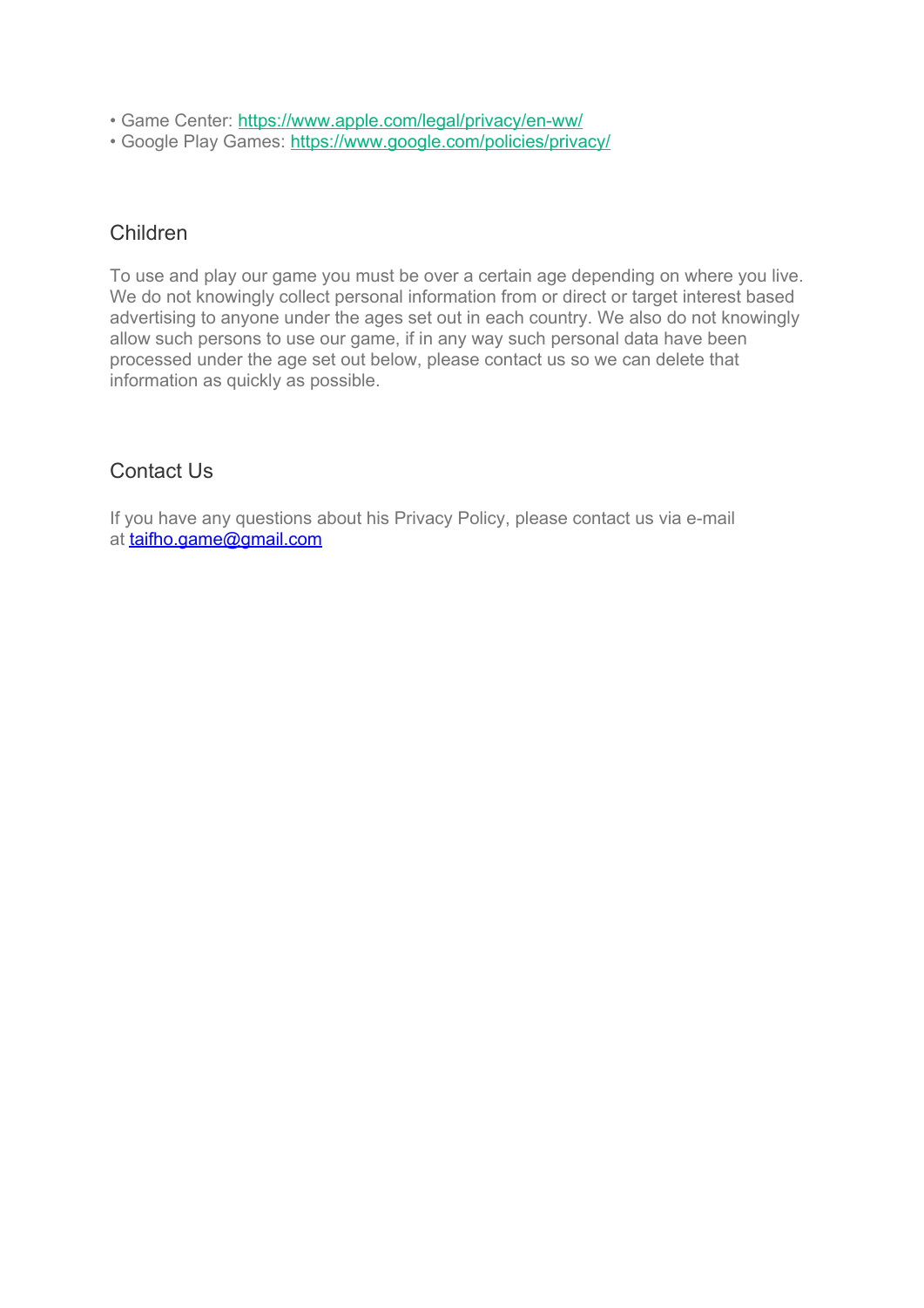• Game Center: https://www.apple.com/legal/privacy/en-ww/
• Google Play Games: https://www.google.com/policies/privacy/

## Children

To use and play our game you must be over a certain age depending on where you live. We do not knowingly collect personal information from or direct or target interest based advertising to anyone under the ages set out in each country. We also do not knowingly allow such persons to use our game, if in any way such personal data have been processed under the age set out below, please contact us so we can delete that information as quickly as possible.

## Contact Us

If you have any questions about his Privacy Policy, please contact us via e-mail at taifho.game@gmail.com